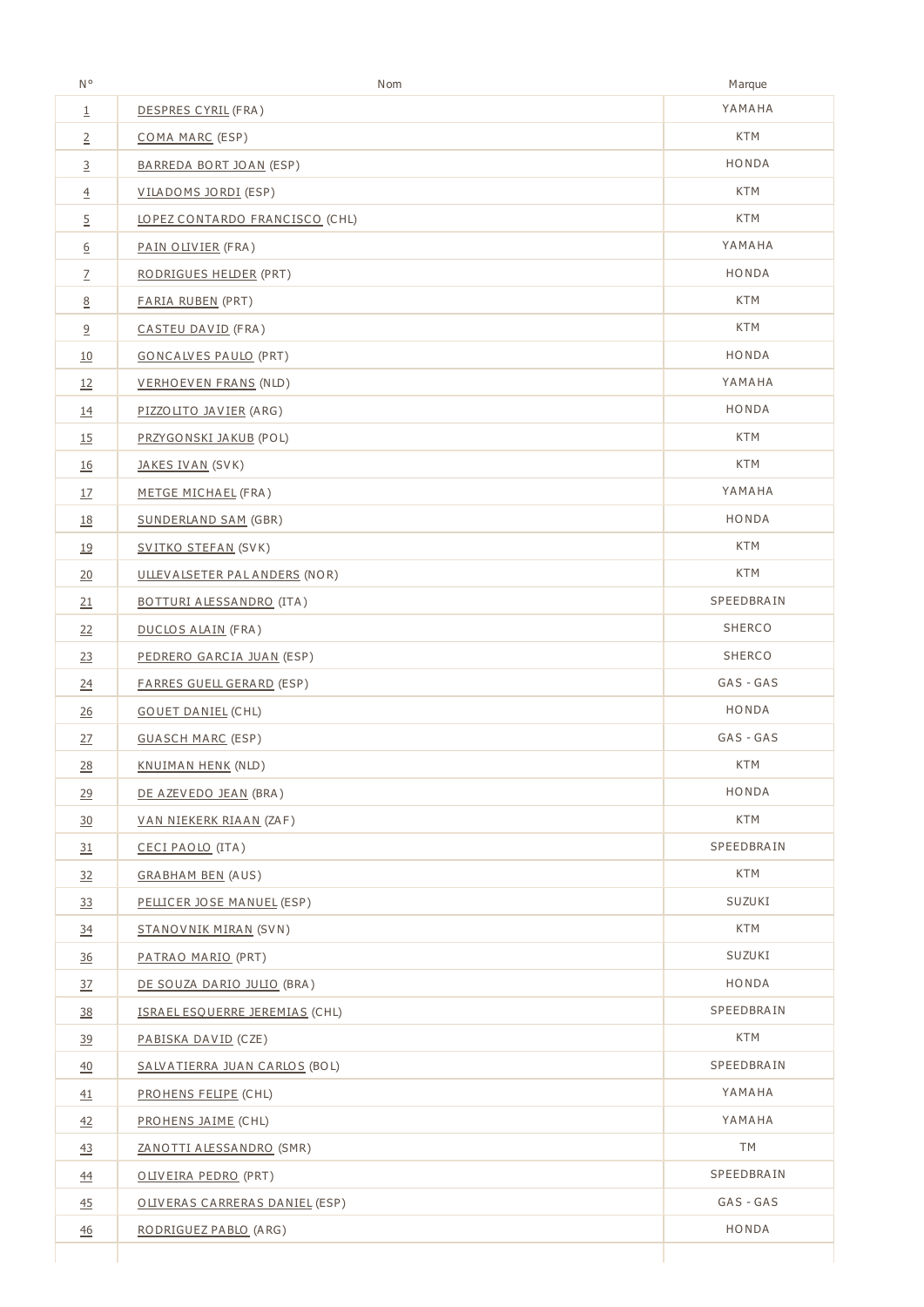| N° | Nom | Marque |
|---|---|---|
| 1 | DESPRES CYRIL (FRA) | YAMAHA |
| 2 | COMA MARC (ESP) | KTM |
| 3 | BARREDA BORT JOAN (ESP) | HONDA |
| 4 | VILADOMS JORDI (ESP) | KTM |
| 5 | LOPEZ CONTARDO FRANCISCO (CHL) | KTM |
| 6 | PAIN OLIVIER (FRA) | YAMAHA |
| 7 | RODRIGUES HELDER (PRT) | HONDA |
| 8 | FARIA RUBEN (PRT) | KTM |
| 9 | CASTEU DAVID (FRA) | KTM |
| 10 | GONCALVES PAULO (PRT) | HONDA |
| 12 | VERHOEVEN FRANS (NLD) | YAMAHA |
| 14 | PIZZOLITO JAVIER (ARG) | HONDA |
| 15 | PRZYGONSKI JAKUB (POL) | KTM |
| 16 | JAKES IVAN (SVK) | KTM |
| 17 | METGE MICHAEL (FRA) | YAMAHA |
| 18 | SUNDERLAND SAM (GBR) | HONDA |
| 19 | SVITKO STEFAN (SVK) | KTM |
| 20 | ULLEVALSETER PAL ANDERS (NOR) | KTM |
| 21 | BOTTURI ALESSANDRO (ITA) | SPEEDBRAIN |
| 22 | DUCLOS ALAIN (FRA) | SHERCO |
| 23 | PEDRERO GARCIA JUAN (ESP) | SHERCO |
| 24 | FARRES GUELL GERARD (ESP) | GAS - GAS |
| 26 | GOUET DANIEL (CHL) | HONDA |
| 27 | GUASCH MARC (ESP) | GAS - GAS |
| 28 | KNUIMAN HENK (NLD) | KTM |
| 29 | DE AZEVEDO JEAN (BRA) | HONDA |
| 30 | VAN NIEKERK RIAAN (ZAF) | KTM |
| 31 | CECI PAOLO (ITA) | SPEEDBRAIN |
| 32 | GRABHAM BEN (AUS) | KTM |
| 33 | PELLICER JOSE MANUEL (ESP) | SUZUKI |
| 34 | STANOVNIK MIRAN (SVN) | KTM |
| 36 | PATRAO MARIO (PRT) | SUZUKI |
| 37 | DE SOUZA DARIO JULIO (BRA) | HONDA |
| 38 | ISRAEL ESQUERRE JEREMIAS (CHL) | SPEEDBRAIN |
| 39 | PABISKA DAVID (CZE) | KTM |
| 40 | SALVATIERRA JUAN CARLOS (BOL) | SPEEDBRAIN |
| 41 | PROHENS FELIPE (CHL) | YAMAHA |
| 42 | PROHENS JAIME (CHL) | YAMAHA |
| 43 | ZANOTTI ALESSANDRO (SMR) | TM |
| 44 | OLIVEIRA PEDRO (PRT) | SPEEDBRAIN |
| 45 | OLIVERAS CARRERAS DANIEL (ESP) | GAS - GAS |
| 46 | RODRIGUEZ PABLO (ARG) | HONDA |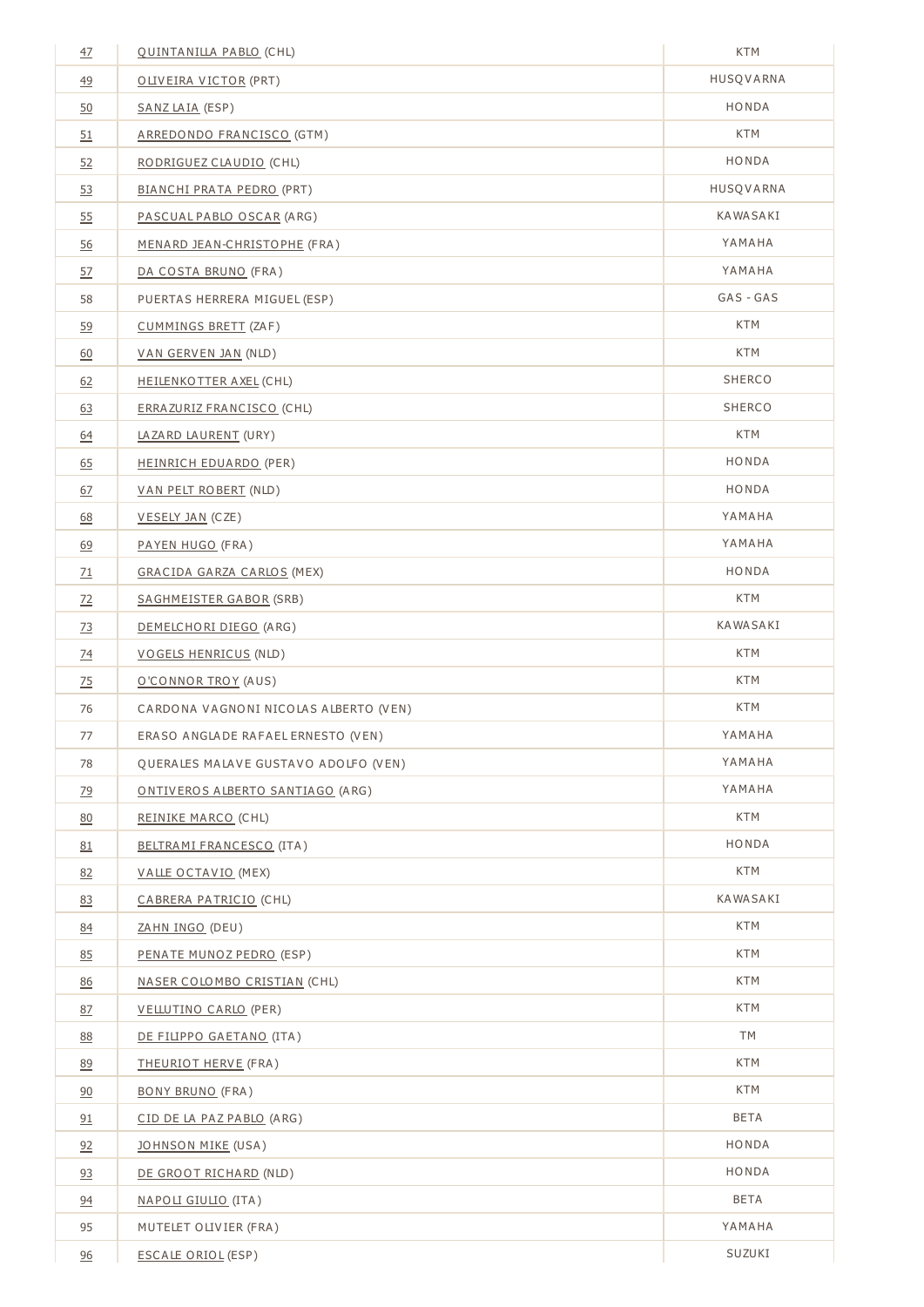| | | |
|---|---|---|
| 47 | QUINTANILLA PABLO (CHL) | KTM |
| 49 | OLIVEIRA VICTOR (PRT) | HUSQVARNA |
| 50 | SANZ LAIA (ESP) | HONDA |
| 51 | ARREDONDO FRANCISCO (GTM) | KTM |
| 52 | RODRIGUEZ CLAUDIO (CHL) | HONDA |
| 53 | BIANCHI PRATA PEDRO (PRT) | HUSQVARNA |
| 55 | PASCUAL PABLO OSCAR (ARG) | KAWASAKI |
| 56 | MENARD JEAN-CHRISTOPHE (FRA) | YAMAHA |
| 57 | DA COSTA BRUNO (FRA) | YAMAHA |
| 58 | PUERTAS HERRERA MIGUEL (ESP) | GAS - GAS |
| 59 | CUMMINGS BRETT (ZAF) | KTM |
| 60 | VAN GERVEN JAN (NLD) | KTM |
| 62 | HEILENKOTTER AXEL (CHL) | SHERCO |
| 63 | ERRAZURIZ FRANCISCO (CHL) | SHERCO |
| 64 | LAZARD LAURENT (URY) | KTM |
| 65 | HEINRICH EDUARDO (PER) | HONDA |
| 67 | VAN PELT ROBERT (NLD) | HONDA |
| 68 | VESELY JAN (CZE) | YAMAHA |
| 69 | PAYEN HUGO (FRA) | YAMAHA |
| 71 | GRACIDA GARZA CARLOS (MEX) | HONDA |
| 72 | SAGHMEISTER GABOR (SRB) | KTM |
| 73 | DEMELCHORI DIEGO (ARG) | KAWASAKI |
| 74 | VOGELS HENRICUS (NLD) | KTM |
| 75 | O'CONNOR TROY (AUS) | KTM |
| 76 | CARDONA VAGNONI NICOLAS ALBERTO (VEN) | KTM |
| 77 | ERASO ANGLADE RAFAEL ERNESTO (VEN) | YAMAHA |
| 78 | QUERALES MALAVE GUSTAVO ADOLFO (VEN) | YAMAHA |
| 79 | ONTIVEROS ALBERTO SANTIAGO (ARG) | YAMAHA |
| 80 | REINIKE MARCO (CHL) | KTM |
| 81 | BELTRAMI FRANCESCO (ITA) | HONDA |
| 82 | VALLE OCTAVIO (MEX) | KTM |
| 83 | CABRERA PATRICIO (CHL) | KAWASAKI |
| 84 | ZAHN INGO (DEU) | KTM |
| 85 | PENATE MUNOZ PEDRO (ESP) | KTM |
| 86 | NASER COLOMBO CRISTIAN (CHL) | KTM |
| 87 | VELLUTINO CARLO (PER) | KTM |
| 88 | DE FILIPPO GAETANO (ITA) | TM |
| 89 | THEURIOT HERVE (FRA) | KTM |
| 90 | BONY BRUNO (FRA) | KTM |
| 91 | CID DE LA PAZ PABLO (ARG) | BETA |
| 92 | JOHNSON MIKE (USA) | HONDA |
| 93 | DE GROOT RICHARD (NLD) | HONDA |
| 94 | NAPOLI GIULIO (ITA) | BETA |
| 95 | MUTELET OLIVIER (FRA) | YAMAHA |
| 96 | ESCALE ORIOL (ESP) | SUZUKI |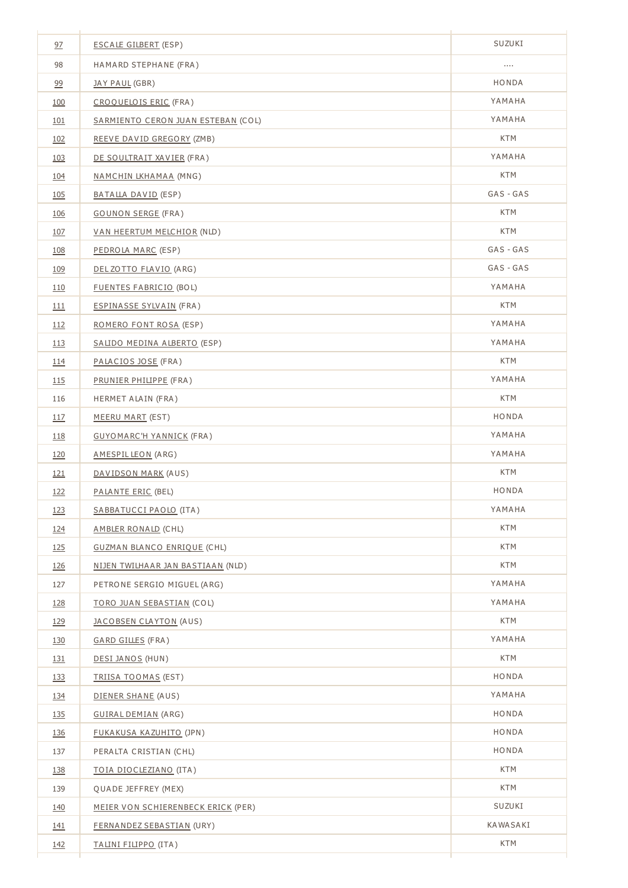| | | |
|---|---|---|
| 97 | ESCALE GILBERT (ESP) | SUZUKI |
| 98 | HAMARD STEPHANE (FRA) | .... |
| 99 | JAY PAUL (GBR) | HONDA |
| 100 | CROQUELOIS ERIC (FRA) | YAMAHA |
| 101 | SARMIENTO CERON JUAN ESTEBAN (COL) | YAMAHA |
| 102 | REEVE DAVID GREGORY (ZMB) | KTM |
| 103 | DE SOULTRAIT XAVIER (FRA) | YAMAHA |
| 104 | NAMCHIN LKHAMAA (MNG) | KTM |
| 105 | BATALLA DAVID (ESP) | GAS - GAS |
| 106 | GOUNON SERGE (FRA) | KTM |
| 107 | VAN HEERTUM MELCHIOR (NLD) | KTM |
| 108 | PEDROLA MARC (ESP) | GAS - GAS |
| 109 | DEL ZOTTO FLAVIO (ARG) | GAS - GAS |
| 110 | FUENTES FABRICIO (BOL) | YAMAHA |
| 111 | ESPINASSE SYLVAIN (FRA) | KTM |
| 112 | ROMERO FONT ROSA (ESP) | YAMAHA |
| 113 | SALIDO MEDINA ALBERTO (ESP) | YAMAHA |
| 114 | PALACIOS JOSE (FRA) | KTM |
| 115 | PRUNIER PHILIPPE (FRA) | YAMAHA |
| 116 | HERMET ALAIN (FRA) | KTM |
| 117 | MEERU MART (EST) | HONDA |
| 118 | GUYOMARC'H YANNICK (FRA) | YAMAHA |
| 120 | AMESPIL LEON (ARG) | YAMAHA |
| 121 | DAVIDSON MARK (AUS) | KTM |
| 122 | PALANTE ERIC (BEL) | HONDA |
| 123 | SABBATUCCI PAOLO (ITA) | YAMAHA |
| 124 | AMBLER RONALD (CHL) | KTM |
| 125 | GUZMAN BLANCO ENRIQUE (CHL) | KTM |
| 126 | NIJEN TWILHAAR JAN BASTIAAN (NLD) | KTM |
| 127 | PETRONE SERGIO MIGUEL (ARG) | YAMAHA |
| 128 | TORO JUAN SEBASTIAN (COL) | YAMAHA |
| 129 | JACOBSEN CLAYTON (AUS) | KTM |
| 130 | GARD GILLES (FRA) | YAMAHA |
| 131 | DESI JANOS (HUN) | KTM |
| 133 | TRIISA TOOMAS (EST) | HONDA |
| 134 | DIENER SHANE (AUS) | YAMAHA |
| 135 | GUIRAL DEMIAN (ARG) | HONDA |
| 136 | FUKAKUSA KAZUHITO (JPN) | HONDA |
| 137 | PERALTA CRISTIAN (CHL) | HONDA |
| 138 | TOIA DIOCLEZIANO (ITA) | KTM |
| 139 | QUADE JEFFREY (MEX) | KTM |
| 140 | MEIER VON SCHIERENBECK ERICK (PER) | SUZUKI |
| 141 | FERNANDEZ SEBASTIAN (URY) | KAWASAKI |
| 142 | TALINI FILIPPO (ITA) | KTM |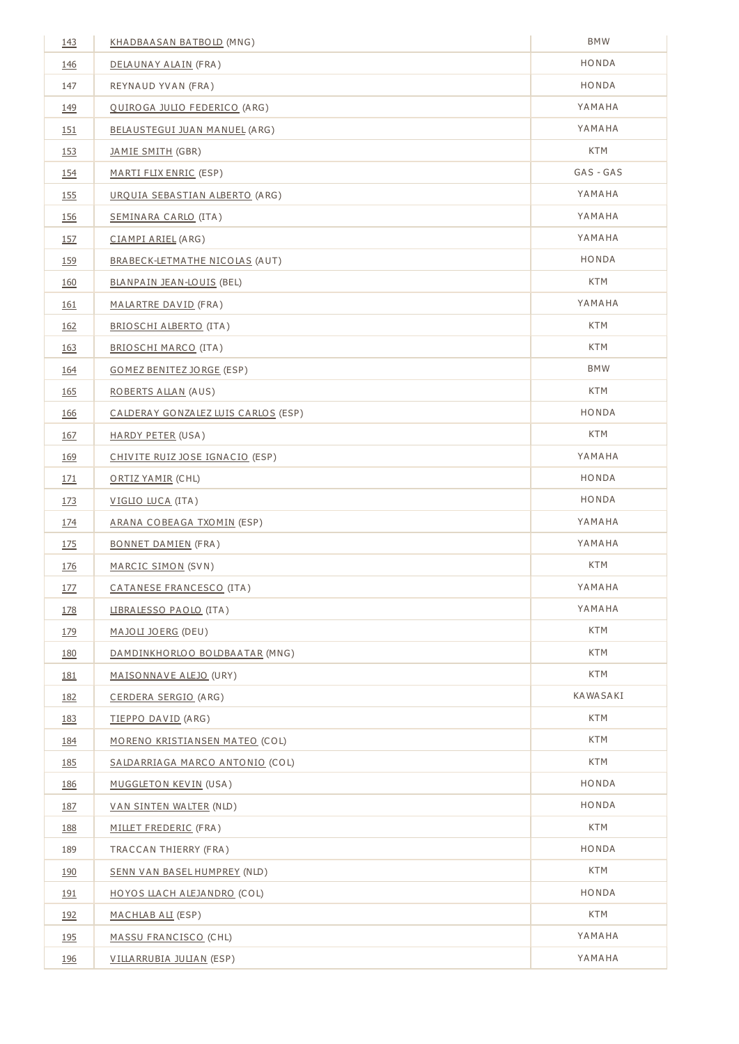| | | |
|---|---|---|
| 143 | KHADBAASAN BATBOLD (MNG) | BMW |
| 146 | DELAUNAY ALAIN (FRA) | HONDA |
| 147 | REYNAUD YVAN (FRA) | HONDA |
| 149 | QUIROGA JULIO FEDERICO (ARG) | YAMAHA |
| 151 | BELAUSTEGUI JUAN MANUEL (ARG) | YAMAHA |
| 153 | JAMIE SMITH (GBR) | KTM |
| 154 | MARTI FLIX ENRIC (ESP) | GAS - GAS |
| 155 | URQUIA SEBASTIAN ALBERTO (ARG) | YAMAHA |
| 156 | SEMINARA CARLO (ITA) | YAMAHA |
| 157 | CIAMPI ARIEL (ARG) | YAMAHA |
| 159 | BRABECK-LETMATHE NICOLAS (AUT) | HONDA |
| 160 | BLANPAIN JEAN-LOUIS (BEL) | KTM |
| 161 | MALARTRE DAVID (FRA) | YAMAHA |
| 162 | BRIOSCHI ALBERTO (ITA) | KTM |
| 163 | BRIOSCHI MARCO (ITA) | KTM |
| 164 | GOMEZ BENITEZ JORGE (ESP) | BMW |
| 165 | ROBERTS ALLAN (AUS) | KTM |
| 166 | CALDERAY GONZALEZ LUIS CARLOS (ESP) | HONDA |
| 167 | HARDY PETER (USA) | KTM |
| 169 | CHIVITE RUIZ JOSE IGNACIO (ESP) | YAMAHA |
| 171 | ORTIZ YAMIR (CHL) | HONDA |
| 173 | VIGLIO LUCA (ITA) | HONDA |
| 174 | ARANA COBEAGA TXOMIN (ESP) | YAMAHA |
| 175 | BONNET DAMIEN (FRA) | YAMAHA |
| 176 | MARCIC SIMON (SVN) | KTM |
| 177 | CATANESE FRANCESCO (ITA) | YAMAHA |
| 178 | LIBRALESSO PAOLO (ITA) | YAMAHA |
| 179 | MAJOLI JOERG (DEU) | KTM |
| 180 | DAMDINKHORLOO BOLDBAATAR (MNG) | KTM |
| 181 | MAISONNAVE ALEJO (URY) | KTM |
| 182 | CERDERA SERGIO (ARG) | KAWASAKI |
| 183 | TIEPPO DAVID (ARG) | KTM |
| 184 | MORENO KRISTIANSEN MATEO (COL) | KTM |
| 185 | SALDARRIAGA MARCO ANTONIO (COL) | KTM |
| 186 | MUGGLETON KEVIN (USA) | HONDA |
| 187 | VAN SINTEN WALTER (NLD) | HONDA |
| 188 | MILLET FREDERIC (FRA) | KTM |
| 189 | TRACCAN THIERRY (FRA) | HONDA |
| 190 | SENN VAN BASEL HUMPREY (NLD) | KTM |
| 191 | HOYOS LLACH ALEJANDRO (COL) | HONDA |
| 192 | MACHLAB ALI (ESP) | KTM |
| 195 | MASSU FRANCISCO (CHL) | YAMAHA |
| 196 | VILLARRUBIA JULIAN (ESP) | YAMAHA |